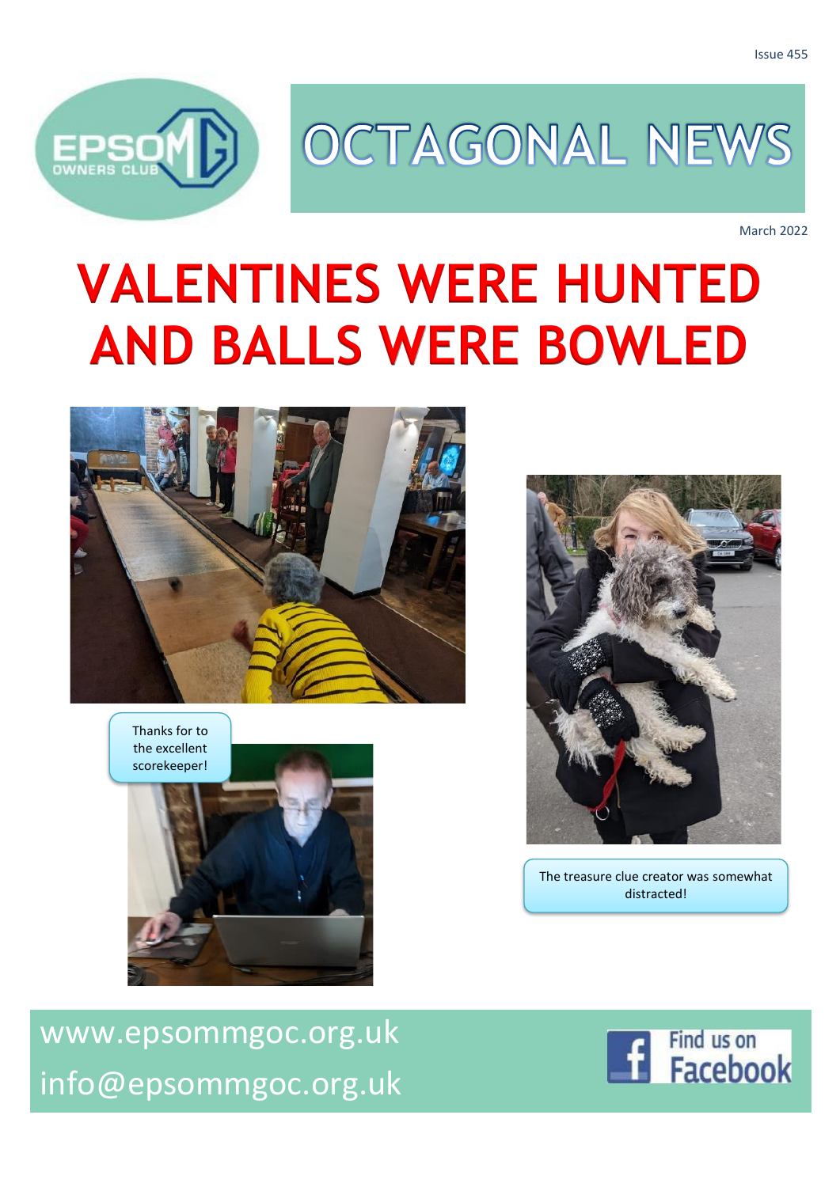Issue 455

# OCTAGONAL NEWS

March 2022

# VALENTINES WERE HUNTED AND BALLS WERE BOWLED

Thanks for to the excellent scorekeeper!

The treasure clue creator was somewhat distracted!

www.epsommgoc.org.uk

info@epsommgoc.org.uk

Find us on Facebook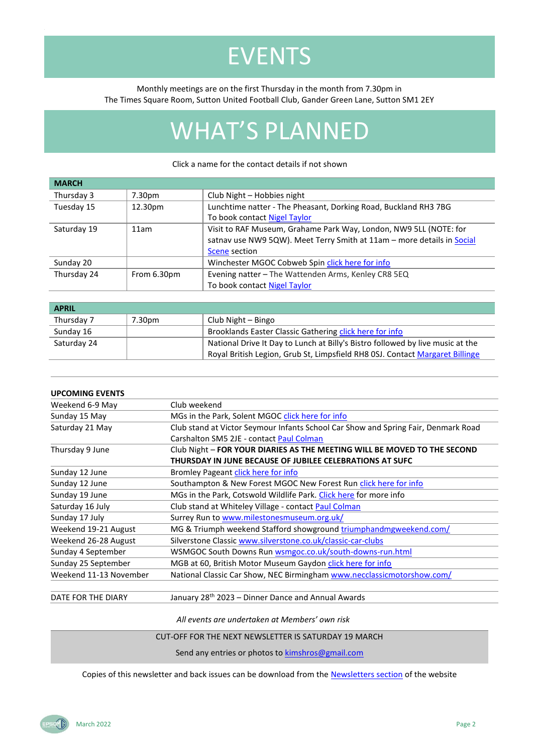# EVENTS

Monthly meetings are on the first Thursday in the month from 7.30pm in
The Times Square Room, Sutton United Football Club, Gander Green Lane, Sutton SM1 2EY

# WHAT'S PLANNED

Click a name for the contact details if not shown

| MARCH | | |
|---|---|---|
| Thursday 3 | 7.30pm | Club Night – Hobbies night |
| Tuesday 15 | 12.30pm | Lunchtime natter - The Pheasant, Dorking Road, Buckland RH3 7BG<br>To book contact Nigel Taylor |
| Saturday 19 | 11am | Visit to RAF Museum, Grahame Park Way, London, NW9 5LL (NOTE: for satnav use NW9 5QW). Meet Terry Smith at 11am – more details in Social Scene section |
| Sunday 20 | | Winchester MGOC Cobweb Spin click here for info |
| Thursday 24 | From 6.30pm | Evening natter – The Wattenden Arms, Kenley CR8 5EQ<br>To book contact Nigel Taylor |

| APRIL | | |
|---|---|---|
| Thursday 7 | 7.30pm | Club Night – Bingo |
| Sunday 16 | | Brooklands Easter Classic Gathering click here for info |
| Saturday 24 | | National Drive It Day to Lunch at Billy's Bistro followed by live music at the Royal British Legion, Grub St, Limpsfield RH8 0SJ. Contact Margaret Billinge |

| UPCOMING EVENTS | |
|---|---|
| Weekend 6-9 May | Club weekend |
| Sunday 15 May | MGs in the Park, Solent MGOC click here for info |
| Saturday 21 May | Club stand at Victor Seymour Infants School Car Show and Spring Fair, Denmark Road Carshalton SM5 2JE - contact Paul Colman |
| Thursday 9 June | Club Night – **FOR YOUR DIARIES AS THE MEETING WILL BE MOVED TO THE SECOND THURSDAY IN JUNE BECAUSE OF JUBILEE CELEBRATIONS AT SUFC** |
| Sunday 12 June | Bromley Pageant click here for info |
| Sunday 12 June | Southampton & New Forest MGOC New Forest Run click here for info |
| Sunday 19 June | MGs in the Park, Cotswold Wildlife Park. Click here for more info |
| Saturday 16 July | Club stand at Whiteley Village - contact Paul Colman |
| Sunday 17 July | Surrey Run to www.milestonesmuseum.org.uk/ |
| Weekend 19-21 August | MG & Triumph weekend Stafford showground triumphandmgweekend.com/ |
| Weekend 26-28 August | Silverstone Classic www.silverstone.co.uk/classic-car-clubs |
| Sunday 4 September | WSMGOC South Downs Run wsmgoc.co.uk/south-downs-run.html |
| Sunday 25 September | MGB at 60, British Motor Museum Gaydon click here for info |
| Weekend 11-13 November | National Classic Car Show, NEC Birmingham www.necclassicmotorshow.com/ |

| DATE FOR THE DIARY | January 28th 2023 – Dinner Dance and Annual Awards |
|---|---|

*All events are undertaken at Members' own risk*

CUT-OFF FOR THE NEXT NEWSLETTER IS SATURDAY 19 MARCH

Send any entries or photos to kimshros@gmail.com

Copies of this newsletter and back issues can be download from the Newsletters section of the website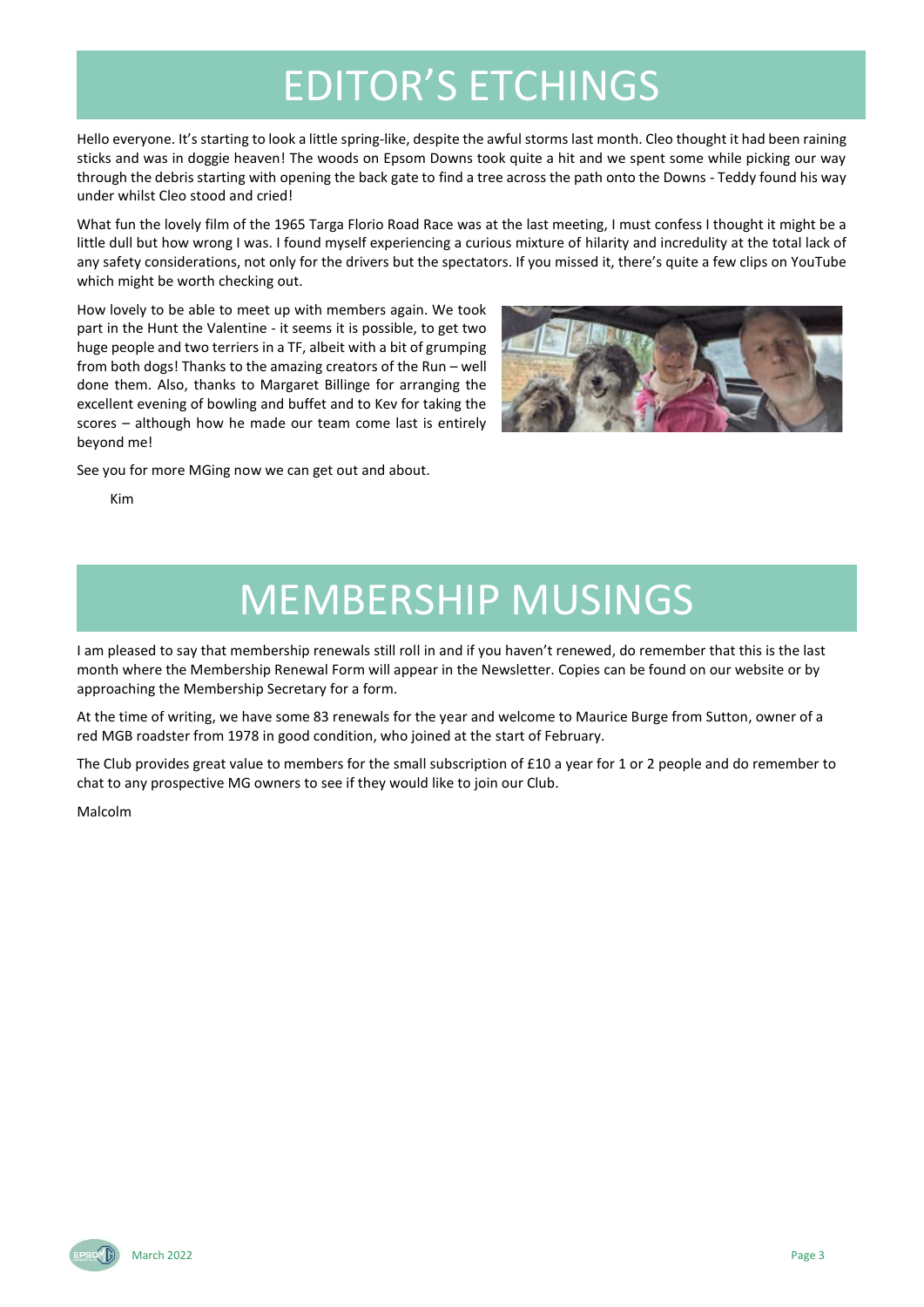# EDITOR'S ETCHINGS

Hello everyone. It's starting to look a little spring-like, despite the awful storms last month. Cleo thought it had been raining sticks and was in doggie heaven! The woods on Epsom Downs took quite a hit and we spent some while picking our way through the debris starting with opening the back gate to find a tree across the path onto the Downs - Teddy found his way under whilst Cleo stood and cried!

What fun the lovely film of the 1965 Targa Florio Road Race was at the last meeting, I must confess I thought it might be a little dull but how wrong I was. I found myself experiencing a curious mixture of hilarity and incredulity at the total lack of any safety considerations, not only for the drivers but the spectators. If you missed it, there's quite a few clips on YouTube which might be worth checking out.

How lovely to be able to meet up with members again. We took part in the Hunt the Valentine - it seems it is possible, to get two huge people and two terriers in a TF, albeit with a bit of grumping from both dogs! Thanks to the amazing creators of the Run – well done them. Also, thanks to Margaret Billinge for arranging the excellent evening of bowling and buffet and to Kev for taking the scores – although how he made our team come last is entirely beyond me!

See you for more MGing now we can get out and about.

Kim

# MEMBERSHIP MUSINGS

I am pleased to say that membership renewals still roll in and if you haven't renewed, do remember that this is the last month where the Membership Renewal Form will appear in the Newsletter. Copies can be found on our website or by approaching the Membership Secretary for a form.

At the time of writing, we have some 83 renewals for the year and welcome to Maurice Burge from Sutton, owner of a red MGB roadster from 1978 in good condition, who joined at the start of February.

The Club provides great value to members for the small subscription of £10 a year for 1 or 2 people and do remember to chat to any prospective MG owners to see if they would like to join our Club.

Malcolm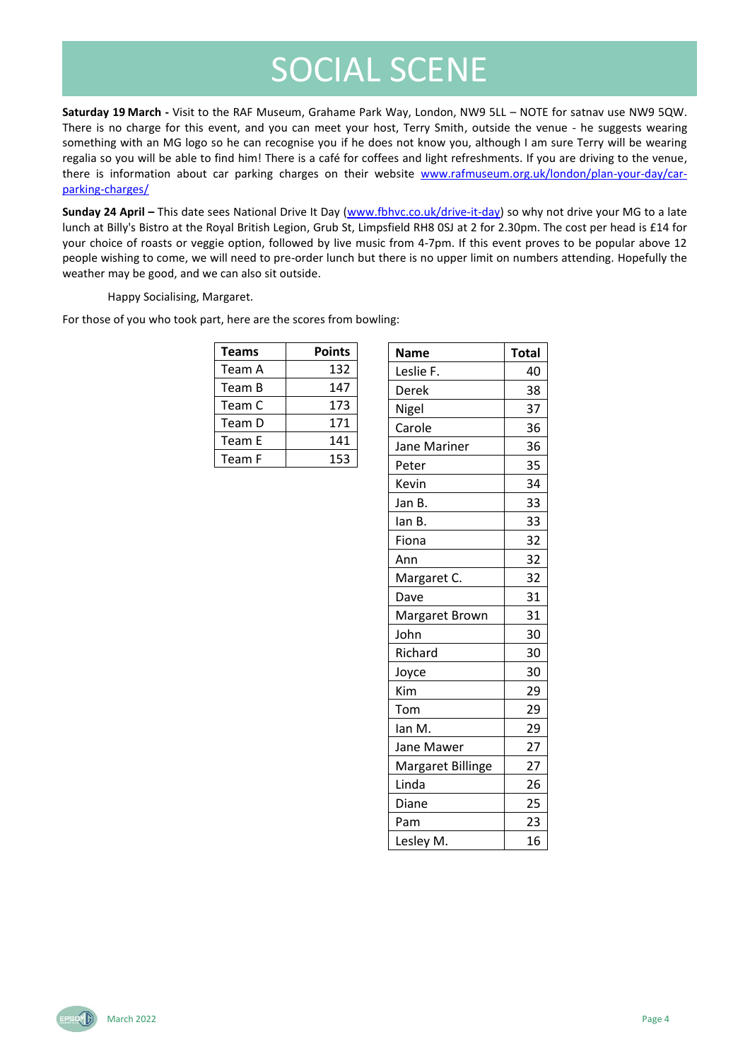# SOCIAL SCENE

**Saturday 19 March -** Visit to the RAF Museum, Grahame Park Way, London, NW9 5LL – NOTE for satnav use NW9 5QW. There is no charge for this event, and you can meet your host, Terry Smith, outside the venue - he suggests wearing something with an MG logo so he can recognise you if he does not know you, although I am sure Terry will be wearing regalia so you will be able to find him! There is a café for coffees and light refreshments. If you are driving to the venue, there is information about car parking charges on their website www.rafmuseum.org.uk/london/plan-your-day/car-parking-charges/

**Sunday 24 April –** This date sees National Drive It Day (www.fbhvc.co.uk/drive-it-day) so why not drive your MG to a late lunch at Billy's Bistro at the Royal British Legion, Grub St, Limpsfield RH8 0SJ at 2 for 2.30pm. The cost per head is £14 for your choice of roasts or veggie option, followed by live music from 4-7pm. If this event proves to be popular above 12 people wishing to come, we will need to pre-order lunch but there is no upper limit on numbers attending. Hopefully the weather may be good, and we can also sit outside.

Happy Socialising, Margaret.

For those of you who took part, here are the scores from bowling:

| Teams | Points |
|---|---|
| Team A | 132 |
| Team B | 147 |
| Team C | 173 |
| Team D | 171 |
| Team E | 141 |
| Team F | 153 |

| Name | Total |
|---|---|
| Leslie F. | 40 |
| Derek | 38 |
| Nigel | 37 |
| Carole | 36 |
| Jane Mariner | 36 |
| Peter | 35 |
| Kevin | 34 |
| Jan B. | 33 |
| Ian B. | 33 |
| Fiona | 32 |
| Ann | 32 |
| Margaret C. | 32 |
| Dave | 31 |
| Margaret Brown | 31 |
| John | 30 |
| Richard | 30 |
| Joyce | 30 |
| Kim | 29 |
| Tom | 29 |
| Ian M. | 29 |
| Jane Mawer | 27 |
| Margaret Billinge | 27 |
| Linda | 26 |
| Diane | 25 |
| Pam | 23 |
| Lesley M. | 16 |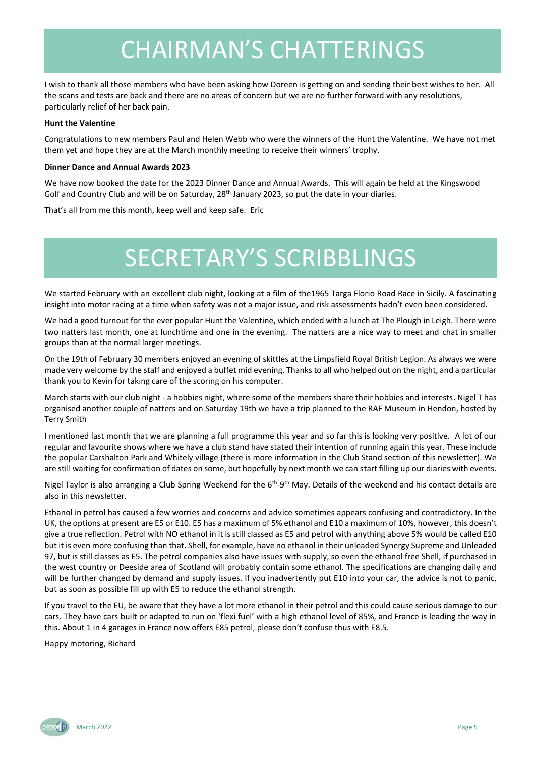# CHAIRMAN'S CHATTERINGS

I wish to thank all those members who have been asking how Doreen is getting on and sending their best wishes to her. All the scans and tests are back and there are no areas of concern but we are no further forward with any resolutions, particularly relief of her back pain.

**Hunt the Valentine**

Congratulations to new members Paul and Helen Webb who were the winners of the Hunt the Valentine. We have not met them yet and hope they are at the March monthly meeting to receive their winners' trophy.

**Dinner Dance and Annual Awards 2023**

We have now booked the date for the 2023 Dinner Dance and Annual Awards. This will again be held at the Kingswood Golf and Country Club and will be on Saturday, 28th January 2023, so put the date in your diaries.

That's all from me this month, keep well and keep safe. Eric

# SECRETARY'S SCRIBBLINGS

We started February with an excellent club night, looking at a film of the1965 Targa Florio Road Race in Sicily. A fascinating insight into motor racing at a time when safety was not a major issue, and risk assessments hadn't even been considered.

We had a good turnout for the ever popular Hunt the Valentine, which ended with a lunch at The Plough in Leigh. There were two natters last month, one at lunchtime and one in the evening. The natters are a nice way to meet and chat in smaller groups than at the normal larger meetings.

On the 19th of February 30 members enjoyed an evening of skittles at the Limpsfield Royal British Legion. As always we were made very welcome by the staff and enjoyed a buffet mid evening. Thanks to all who helped out on the night, and a particular thank you to Kevin for taking care of the scoring on his computer.

March starts with our club night - a hobbies night, where some of the members share their hobbies and interests. Nigel T has organised another couple of natters and on Saturday 19th we have a trip planned to the RAF Museum in Hendon, hosted by Terry Smith

I mentioned last month that we are planning a full programme this year and so far this is looking very positive. A lot of our regular and favourite shows where we have a club stand have stated their intention of running again this year. These include the popular Carshalton Park and Whitely village (there is more information in the Club Stand section of this newsletter). We are still waiting for confirmation of dates on some, but hopefully by next month we can start filling up our diaries with events.

Nigel Taylor is also arranging a Club Spring Weekend for the 6th-9th May. Details of the weekend and his contact details are also in this newsletter.

Ethanol in petrol has caused a few worries and concerns and advice sometimes appears confusing and contradictory. In the UK, the options at present are E5 or E10. E5 has a maximum of 5% ethanol and E10 a maximum of 10%, however, this doesn't give a true reflection. Petrol with NO ethanol in it is still classed as E5 and petrol with anything above 5% would be called E10 but it is even more confusing than that. Shell, for example, have no ethanol in their unleaded Synergy Supreme and Unleaded 97, but is still classes as E5. The petrol companies also have issues with supply, so even the ethanol free Shell, if purchased in the west country or Deeside area of Scotland will probably contain some ethanol. The specifications are changing daily and will be further changed by demand and supply issues. If you inadvertently put E10 into your car, the advice is not to panic, but as soon as possible fill up with E5 to reduce the ethanol strength.

If you travel to the EU, be aware that they have a lot more ethanol in their petrol and this could cause serious damage to our cars. They have cars built or adapted to run on 'flexi fuel' with a high ethanol level of 85%, and France is leading the way in this. About 1 in 4 garages in France now offers E85 petrol, please don't confuse thus with E8.5.

Happy motoring, Richard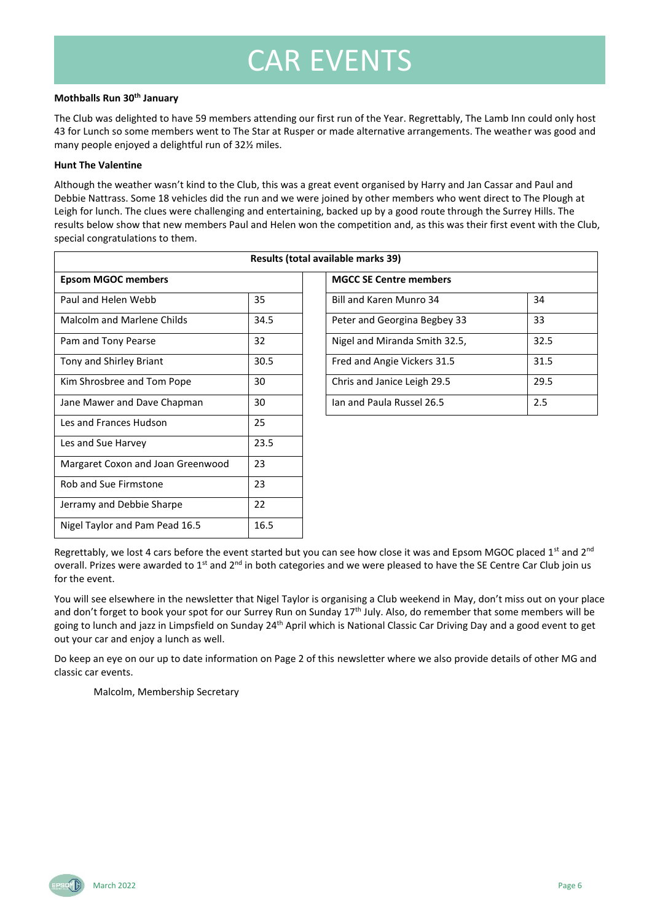# CAR EVENTS

**Mothballs Run 30th January**

The Club was delighted to have 59 members attending our first run of the Year. Regrettably, The Lamb Inn could only host 43 for Lunch so some members went to The Star at Rusper or made alternative arrangements. The weather was good and many people enjoyed a delightful run of 32½ miles.

**Hunt The Valentine**

Although the weather wasn't kind to the Club, this was a great event organised by Harry and Jan Cassar and Paul and Debbie Nattrass. Some 18 vehicles did the run and we were joined by other members who went direct to The Plough at Leigh for lunch. The clues were challenging and entertaining, backed up by a good route through the Surrey Hills. The results below show that new members Paul and Helen won the competition and, as this was their first event with the Club, special congratulations to them.

| **Results (total available marks 39)** | | | | |
|---|---|---|---|---|
| **Epsom MGOC members** | | | **MGCC SE Centre members** | |
| Paul and Helen Webb | 35 | | Bill and Karen Munro 34 | 34 |
| Malcolm and Marlene Childs | 34.5 | | Peter and Georgina Begbey 33 | 33 |
| Pam and Tony Pearse | 32 | | Nigel and Miranda Smith 32.5, | 32.5 |
| Tony and Shirley Briant | 30.5 | | Fred and Angie Vickers 31.5 | 31.5 |
| Kim Shrosbree and Tom Pope | 30 | | Chris and Janice Leigh 29.5 | 29.5 |
| Jane Mawer and Dave Chapman | 30 | | Ian and Paula Russel 26.5 | 2.5 |
| Les and Frances Hudson | 25 | | | |
| Les and Sue Harvey | 23.5 | | | |
| Margaret Coxon and Joan Greenwood | 23 | | | |
| Rob and Sue Firmstone | 23 | | | |
| Jerramy and Debbie Sharpe | 22 | | | |
| Nigel Taylor and Pam Pead 16.5 | 16.5 | | | |

Regrettably, we lost 4 cars before the event started but you can see how close it was and Epsom MGOC placed 1st and 2nd overall. Prizes were awarded to 1st and 2nd in both categories and we were pleased to have the SE Centre Car Club join us for the event.

You will see elsewhere in the newsletter that Nigel Taylor is organising a Club weekend in May, don't miss out on your place and don't forget to book your spot for our Surrey Run on Sunday 17th July. Also, do remember that some members will be going to lunch and jazz in Limpsfield on Sunday 24th April which is National Classic Car Driving Day and a good event to get out your car and enjoy a lunch as well.

Do keep an eye on our up to date information on Page 2 of this newsletter where we also provide details of other MG and classic car events.

Malcolm, Membership Secretary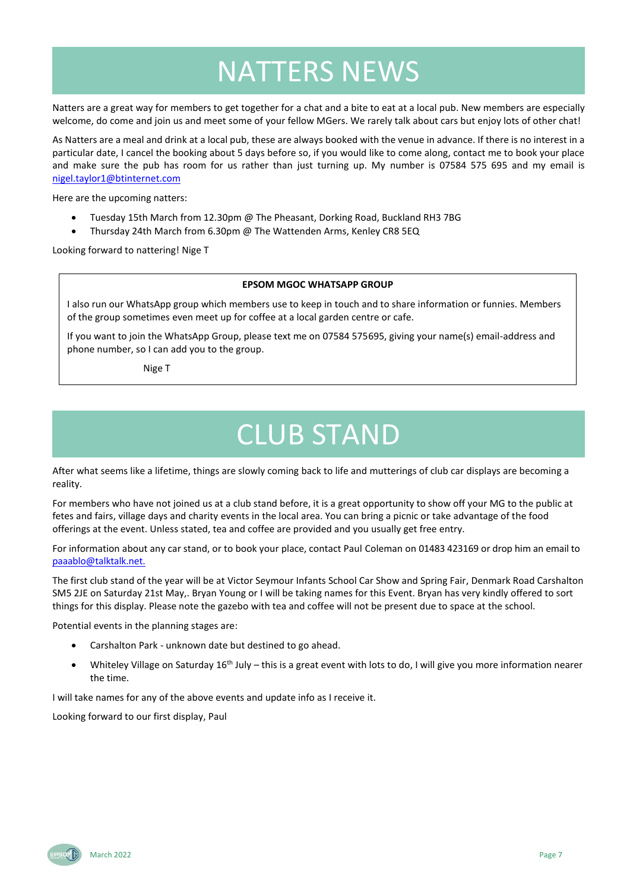# NATTERS NEWS

Natters are a great way for members to get together for a chat and a bite to eat at a local pub. New members are especially welcome, do come and join us and meet some of your fellow MGers. We rarely talk about cars but enjoy lots of other chat!

As Natters are a meal and drink at a local pub, these are always booked with the venue in advance. If there is no interest in a particular date, I cancel the booking about 5 days before so, if you would like to come along, contact me to book your place and make sure the pub has room for us rather than just turning up. My number is 07584 575 695 and my email is nigel.taylor1@btinternet.com

Here are the upcoming natters:

- Tuesday 15th March from 12.30pm @ The Pheasant, Dorking Road, Buckland RH3 7BG
- Thursday 24th March from 6.30pm @ The Wattenden Arms, Kenley CR8 5EQ

Looking forward to nattering! Nige T

**EPSOM MGOC WHATSAPP GROUP**

I also run our WhatsApp group which members use to keep in touch and to share information or funnies. Members of the group sometimes even meet up for coffee at a local garden centre or cafe.

If you want to join the WhatsApp Group, please text me on 07584 575695, giving your name(s) email-address and phone number, so I can add you to the group.

Nige T

# CLUB STAND

After what seems like a lifetime, things are slowly coming back to life and mutterings of club car displays are becoming a reality.

For members who have not joined us at a club stand before, it is a great opportunity to show off your MG to the public at fetes and fairs, village days and charity events in the local area. You can bring a picnic or take advantage of the food offerings at the event. Unless stated, tea and coffee are provided and you usually get free entry.

For information about any car stand, or to book your place, contact Paul Coleman on 01483 423169 or drop him an email to paaablo@talktalk.net.

The first club stand of the year will be at Victor Seymour Infants School Car Show and Spring Fair, Denmark Road Carshalton SM5 2JE on Saturday 21st May,. Bryan Young or I will be taking names for this Event. Bryan has very kindly offered to sort things for this display. Please note the gazebo with tea and coffee will not be present due to space at the school.

Potential events in the planning stages are:

- Carshalton Park - unknown date but destined to go ahead.
- Whiteley Village on Saturday 16th July – this is a great event with lots to do, I will give you more information nearer the time.

I will take names for any of the above events and update info as I receive it.

Looking forward to our first display, Paul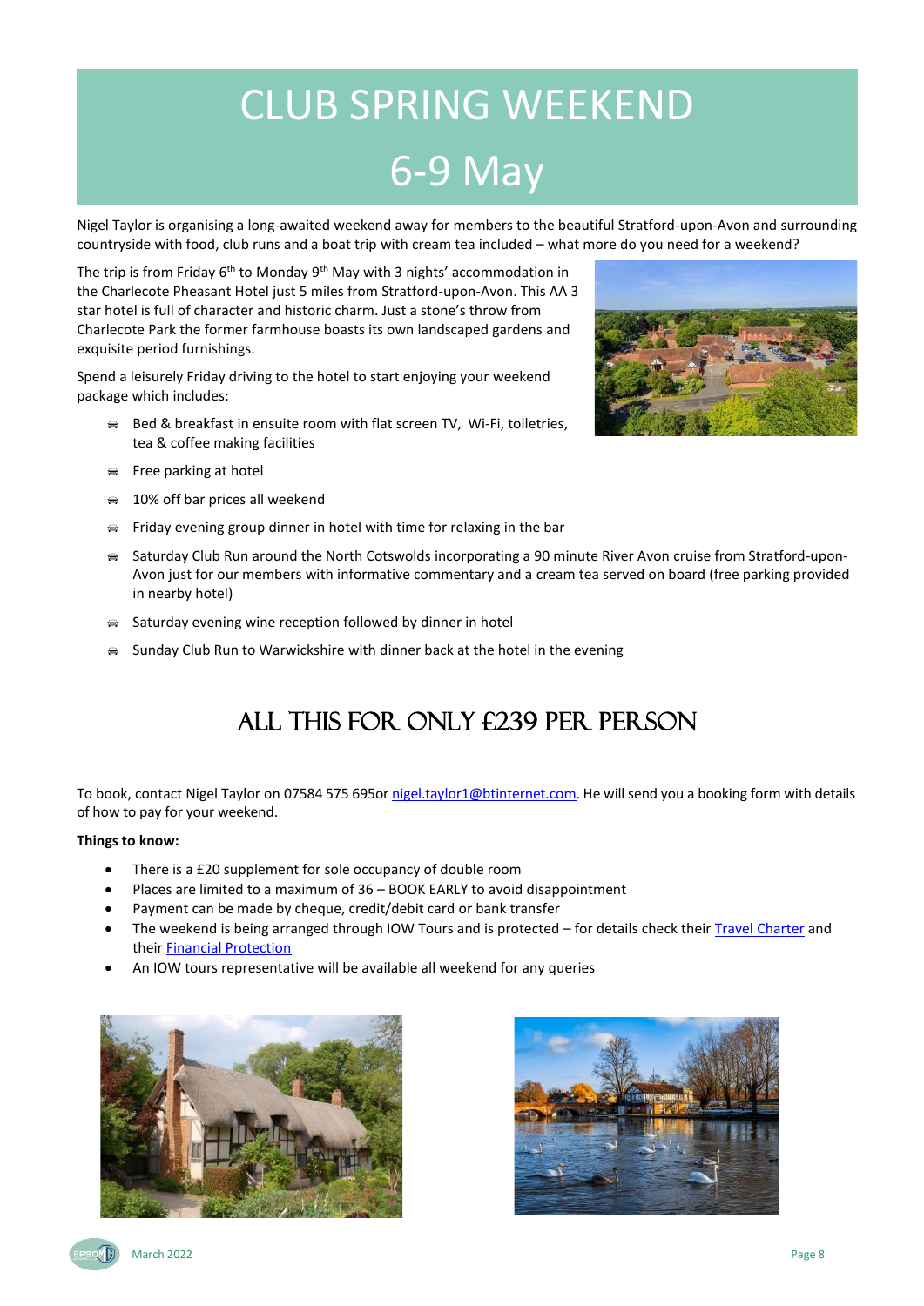# CLUB SPRING WEEKEND

# 6-9 May

Nigel Taylor is organising a long-awaited weekend away for members to the beautiful Stratford-upon-Avon and surrounding countryside with food, club runs and a boat trip with cream tea included – what more do you need for a weekend?

The trip is from Friday 6th to Monday 9th May with 3 nights' accommodation in the Charlecote Pheasant Hotel just 5 miles from Stratford-upon-Avon. This AA 3 star hotel is full of character and historic charm. Just a stone's throw from Charlecote Park the former farmhouse boasts its own landscaped gardens and exquisite period furnishings.

Spend a leisurely Friday driving to the hotel to start enjoying your weekend package which includes:

- Bed & breakfast in ensuite room with flat screen TV, Wi-Fi, toiletries, tea & coffee making facilities
- Free parking at hotel
- 10% off bar prices all weekend
- Friday evening group dinner in hotel with time for relaxing in the bar
- Saturday Club Run around the North Cotswolds incorporating a 90 minute River Avon cruise from Stratford-upon-Avon just for our members with informative commentary and a cream tea served on board (free parking provided in nearby hotel)
- Saturday evening wine reception followed by dinner in hotel
- Sunday Club Run to Warwickshire with dinner back at the hotel in the evening

## ALL THIS FOR ONLY £239 PER PERSON

To book, contact Nigel Taylor on 07584 575 695or nigel.taylor1@btinternet.com. He will send you a booking form with details of how to pay for your weekend.

**Things to know:**

- There is a £20 supplement for sole occupancy of double room
- Places are limited to a maximum of 36 – BOOK EARLY to avoid disappointment
- Payment can be made by cheque, credit/debit card or bank transfer
- The weekend is being arranged through IOW Tours and is protected – for details check their Travel Charter and their Financial Protection
- An IOW tours representative will be available all weekend for any queries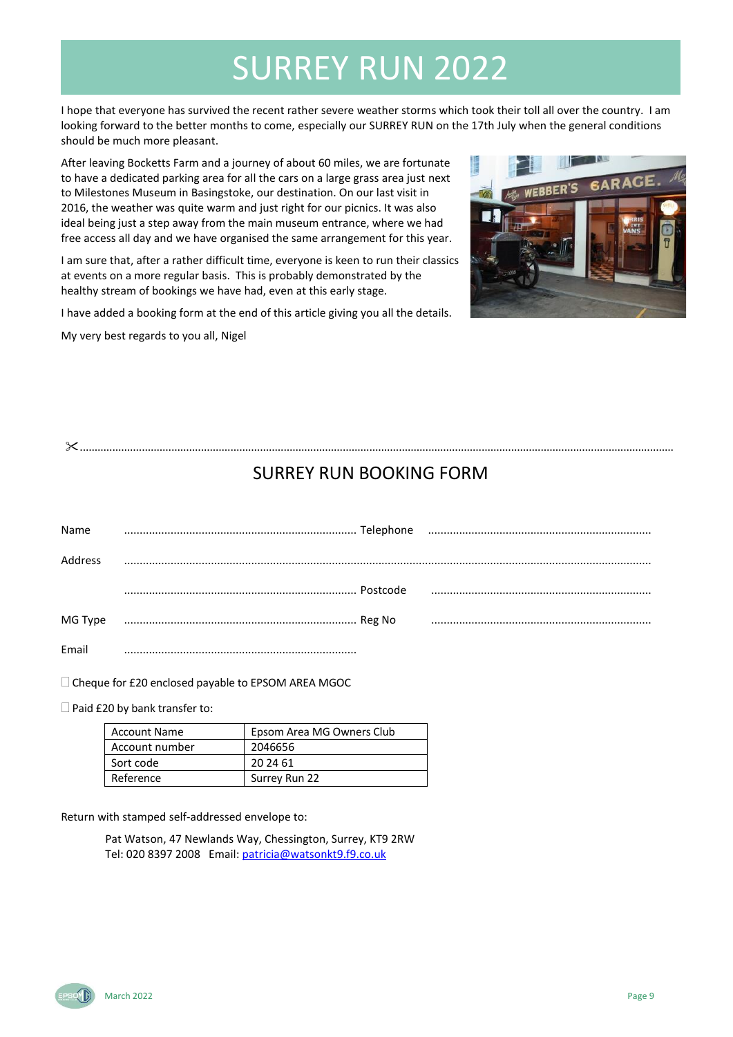# SURREY RUN 2022

I hope that everyone has survived the recent rather severe weather storms which took their toll all over the country. I am looking forward to the better months to come, especially our SURREY RUN on the 17th July when the general conditions should be much more pleasant.

After leaving Bocketts Farm and a journey of about 60 miles, we are fortunate to have a dedicated parking area for all the cars on a large grass area just next to Milestones Museum in Basingstoke, our destination. On our last visit in 2016, the weather was quite warm and just right for our picnics. It was also ideal being just a step away from the main museum entrance, where we had free access all day and we have organised the same arrangement for this year.

I am sure that, after a rather difficult time, everyone is keen to run their classics at events on a more regular basis. This is probably demonstrated by the healthy stream of bookings we have had, even at this early stage.

I have added a booking form at the end of this article giving you all the details.

My very best regards to you all, Nigel

✂..................................................................................................................................................

## SURREY RUN BOOKING FORM

Name .......................................................................... Telephone .......................................................................

Address ..................................................................................................................................................

.......................................................................... Postcode .......................................................................

MG Type .......................................................................... Reg No .......................................................................

Email ..........................................................................

☐ Cheque for £20 enclosed payable to EPSOM AREA MGOC

☐ Paid £20 by bank transfer to:

| Account Name | Epsom Area MG Owners Club |
|---|---|
| Account number | 2046656 |
| Sort code | 20 24 61 |
| Reference | Surrey Run 22 |

Return with stamped self-addressed envelope to:

Pat Watson, 47 Newlands Way, Chessington, Surrey, KT9 2RW
Tel: 020 8397 2008 Email: patricia@watsonkt9.f9.co.uk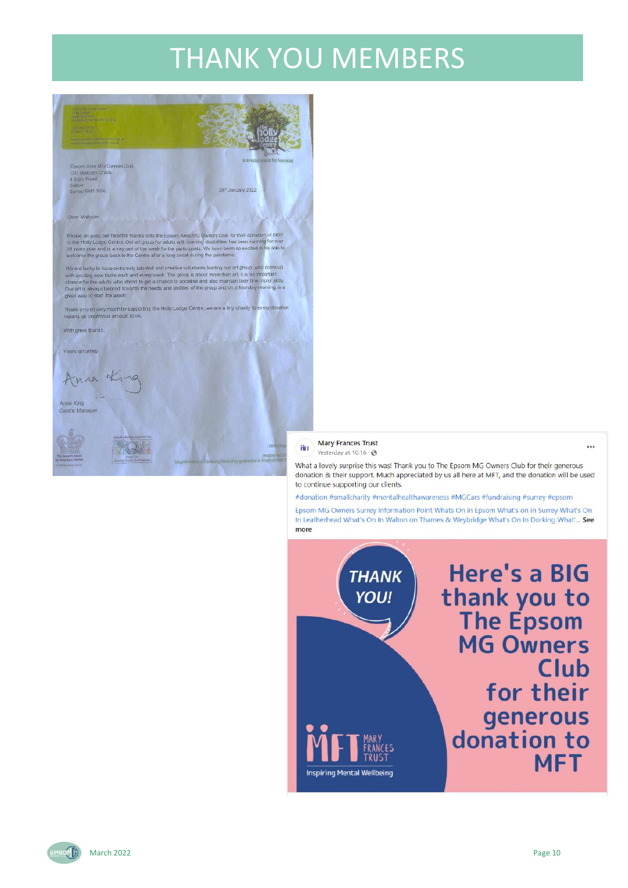# THANK YOU MEMBERS

Epsom Area MG Owners Club
C/O Malcolm Childs
4 Elgin Road
Sutton
Surrey SM1 3SN

28th January 2022

a special place for learning

Dear Malcolm

Please do pass our heartfelt thanks onto the Epsom Area MG Owners Club for their donation of £400 to the Holly Lodge Centre. Our art group for adults with learning disabilities has been running for over 20 years now and is a key part of the week for the participants. We have been so excited to be able to welcome the group back to the Centre after a long break during the pandemic.

We are lucky to have extremely talented and creative volunteers leading our art group, who come up with exciting new tasks each and every week. The group is about more than art, it is an important chance for the adults who attend to get a chance to socialise and also maintain their fine motor skills. Our art is always tailored towards the needs and abilities of the group and on a Monday morning, is a great way to start the week!

Thank you so very much for supporting the Holly Lodge Centre, we are a tiny charity so every donation means an enormous amount to us.

With great thanks,

Yours sincerely,

Anna King
Centre Manager

---

**Mary Frances Trust**
Yesterday at 10:16

What a lovely surprise this was! Thank you to The Epsom MG Owners Club for their generous donation & their support. Much appreciated by us all here at MFT, and the donation will be used to continue supporting our clients.

#donation #smallcharity #mentalhealthawareness #MGCars #fundraising #surrey #epsom

Epsom MG Owners Surrey Information Point Whats On in Epsom What's on in Surrey What's On In Leatherhead What's On In Walton on Thames & Weybridge What's On In Dorking What'... See more

THANK YOU!

Here's a BIG thank you to The Epsom MG Owners Club for their generous donation to MFT

MFT MARY FRANCES TRUST
Inspiring Mental Wellbeing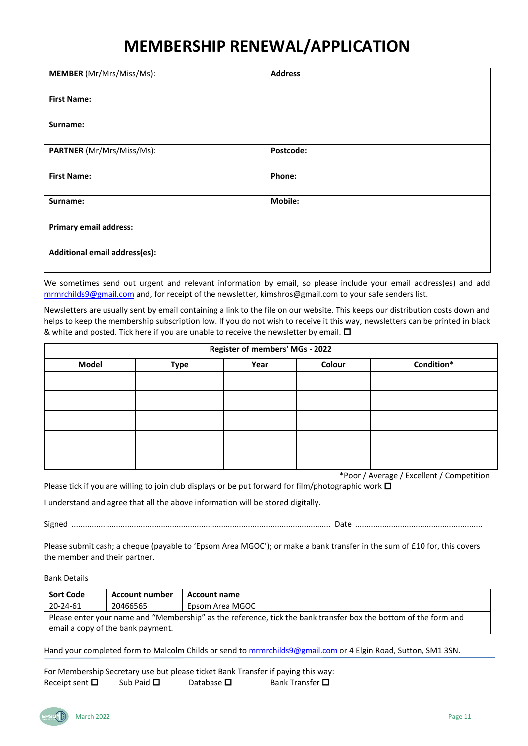# MEMBERSHIP RENEWAL/APPLICATION

| **MEMBER** (Mr/Mrs/Miss/Ms): | **Address** |
|---|---|
| **First Name:** | |
| **Surname:** | |
| **PARTNER** (Mr/Mrs/Miss/Ms): | **Postcode:** |
| **First Name:** | **Phone:** |
| **Surname:** | **Mobile:** |
| **Primary email address:** | |
| **Additional email address(es):** | |

We sometimes send out urgent and relevant information by email, so please include your email address(es) and add mrmrchilds9@gmail.com and, for receipt of the newsletter, kimshros@gmail.com to your safe senders list.

Newsletters are usually sent by email containing a link to the file on our website. This keeps our distribution costs down and helps to keep the membership subscription low. If you do not wish to receive it this way, newsletters can be printed in black & white and posted. Tick here if you are unable to receive the newsletter by email. ☐

| **Register of members' MGs - 2022** | | | | |
|---|---|---|---|---|
| **Model** | **Type** | **Year** | **Colour** | **Condition*** |
| | | | | |
| | | | | |
| | | | | |
| | | | | |
| | | | | |

*Poor / Average / Excellent / Competition

Please tick if you are willing to join club displays or be put forward for film/photographic work ☐

I understand and agree that all the above information will be stored digitally.

Signed ........................................................................................................ Date ........................................................

Please submit cash; a cheque (payable to 'Epsom Area MGOC'); or make a bank transfer in the sum of £10 for, this covers the member and their partner.

Bank Details

| **Sort Code** | **Account number** | **Account name** |
|---|---|---|
| 20-24-61 | 20466565 | Epsom Area MGOC |
| Please enter your name and "Membership" as the reference, tick the bank transfer box the bottom of the form and email a copy of the bank payment. | | |

Hand your completed form to Malcolm Childs or send to mrmrchilds9@gmail.com or 4 Elgin Road, Sutton, SM1 3SN.

For Membership Secretary use but please ticket Bank Transfer if paying this way:
Receipt sent ☐ Sub Paid ☐ Database ☐ Bank Transfer ☐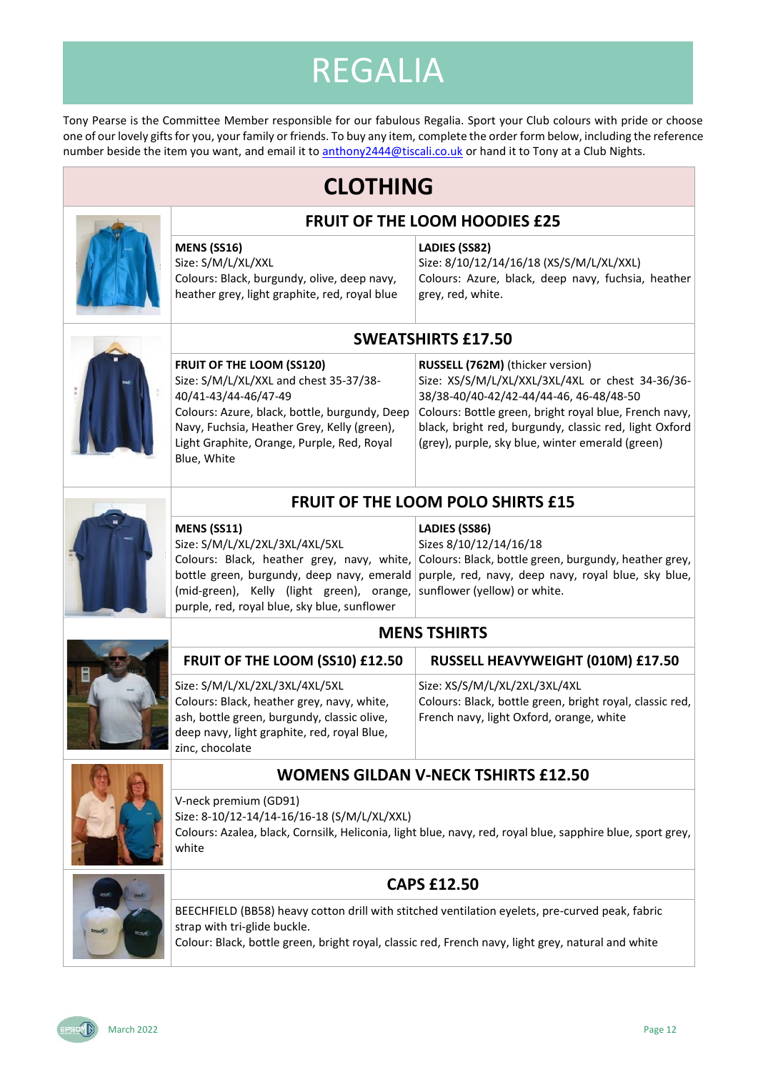# REGALIA

Tony Pearse is the Committee Member responsible for our fabulous Regalia. Sport your Club colours with pride or choose one of our lovely gifts for you, your family or friends. To buy any item, complete the order form below, including the reference number beside the item you want, and email it to anthony2444@tiscali.co.uk or hand it to Tony at a Club Nights.

## CLOTHING

### FRUIT OF THE LOOM HOODIES £25

| MENS (SS16) | LADIES (SS82) |
|---|---|
| Size: S/M/L/XL/XXL<br>Colours: Black, burgundy, olive, deep navy, heather grey, light graphite, red, royal blue | Size: 8/10/12/14/16/18 (XS/S/M/L/XL/XXL)<br>Colours: Azure, black, deep navy, fuchsia, heather grey, red, white. |

### SWEATSHIRTS £17.50

| FRUIT OF THE LOOM (SS120) | RUSSELL (762M) (thicker version) |
|---|---|
| Size: S/M/L/XL/XXL and chest 35-37/38-40/41-43/44-46/47-49<br>Colours: Azure, black, bottle, burgundy, Deep Navy, Fuchsia, Heather Grey, Kelly (green), Light Graphite, Orange, Purple, Red, Royal Blue, White | Size: XS/S/M/L/XL/XXL/3XL/4XL or chest 34-36/36-38/38-40/40-42/42-44/44-46, 46-48/48-50<br>Colours: Bottle green, bright royal blue, French navy, black, bright red, burgundy, classic red, light Oxford (grey), purple, sky blue, winter emerald (green) |

### FRUIT OF THE LOOM POLO SHIRTS £15

| MENS (SS11) | LADIES (SS86) |
|---|---|
| Size: S/M/L/XL/2XL/3XL/4XL/5XL<br>Colours: Black, heather grey, navy, white, bottle green, burgundy, deep navy, emerald (mid-green), Kelly (light green), orange, purple, red, royal blue, sky blue, sunflower | Sizes 8/10/12/14/16/18<br>Colours: Black, bottle green, burgundy, heather grey, purple, red, navy, deep navy, royal blue, sky blue, sunflower (yellow) or white. |

### MENS TSHIRTS

| FRUIT OF THE LOOM (SS10) £12.50 | RUSSELL HEAVYWEIGHT (010M) £17.50 |
|---|---|
| Size: S/M/L/XL/2XL/3XL/4XL/5XL<br>Colours: Black, heather grey, navy, white, ash, bottle green, burgundy, classic olive, deep navy, light graphite, red, royal Blue, zinc, chocolate | Size: XS/S/M/L/XL/2XL/3XL/4XL<br>Colours: Black, bottle green, bright royal, classic red, French navy, light Oxford, orange, white |

### WOMENS GILDAN V-NECK TSHIRTS £12.50

V-neck premium (GD91)
Size: 8-10/12-14/14-16/16-18 (S/M/L/XL/XXL)
Colours: Azalea, black, Cornsilk, Heliconia, light blue, navy, red, royal blue, sapphire blue, sport grey, white

### CAPS £12.50

BEECHFIELD (BB58) heavy cotton drill with stitched ventilation eyelets, pre-curved peak, fabric strap with tri-glide buckle.
Colour: Black, bottle green, bright royal, classic red, French navy, light grey, natural and white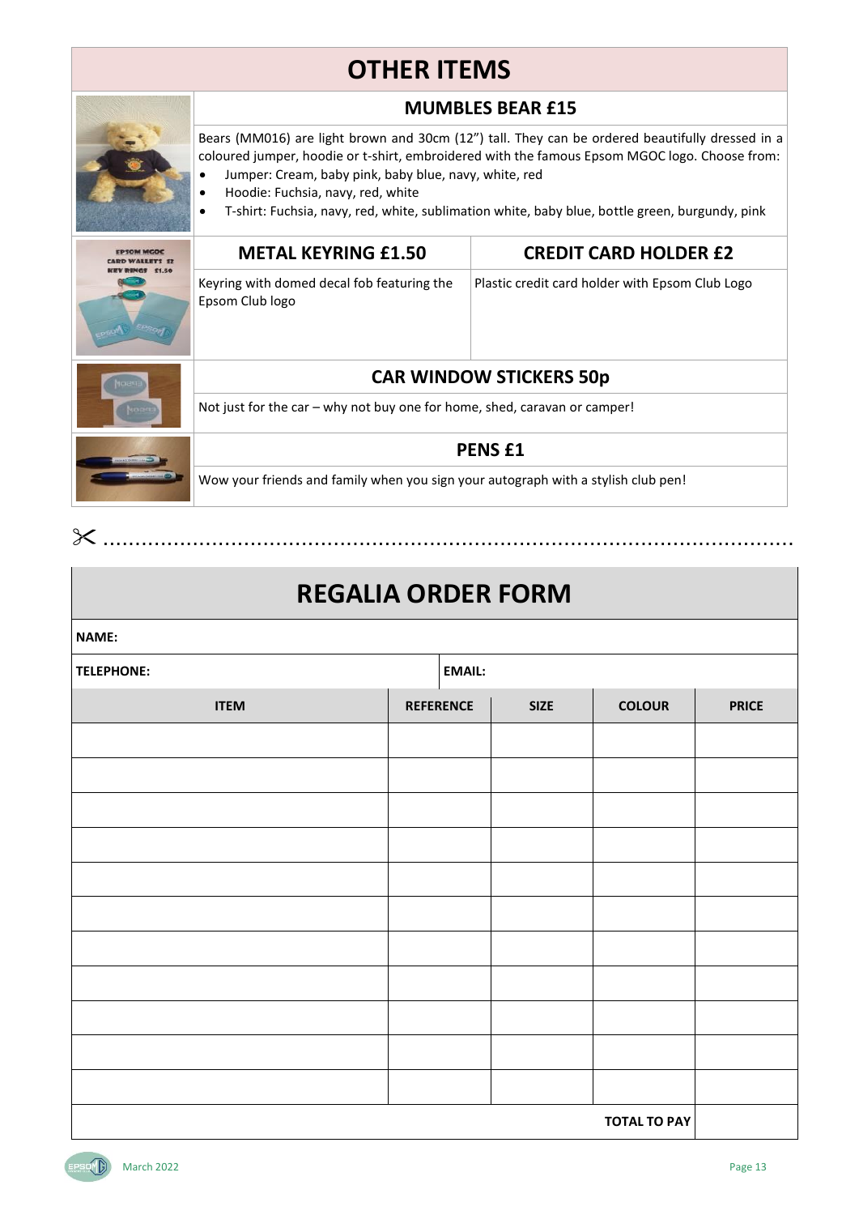# OTHER ITEMS

### MUMBLES BEAR £15

Bears (MM016) are light brown and 30cm (12") tall. They can be ordered beautifully dressed in a coloured jumper, hoodie or t-shirt, embroidered with the famous Epsom MGOC logo. Choose from:

- Jumper: Cream, baby pink, baby blue, navy, white, red
- Hoodie: Fuchsia, navy, red, white
- T-shirt: Fuchsia, navy, red, white, sublimation white, baby blue, bottle green, burgundy, pink

### METAL KEYRING £1.50

Keyring with domed decal fob featuring the Epsom Club logo

### CREDIT CARD HOLDER £2

Plastic credit card holder with Epsom Club Logo

### CAR WINDOW STICKERS 50p

Not just for the car – why not buy one for home, shed, caravan or camper!

### PENS £1

Wow your friends and family when you sign your autograph with a stylish club pen!

✂ ..................................................................................................

## REGALIA ORDER FORM

**NAME:**

**TELEPHONE:** | **EMAIL:**

| ITEM | REFERENCE | SIZE | COLOUR | PRICE |
|---|---|---|---|---|
| | | | | |
| | | | | |
| | | | | |
| | | | | |
| | | | | |
| | | | | |
| | | | | |
| | | | | |
| | | | | |
| | | | | |
| | | | | |
| | | | **TOTAL TO PAY** | |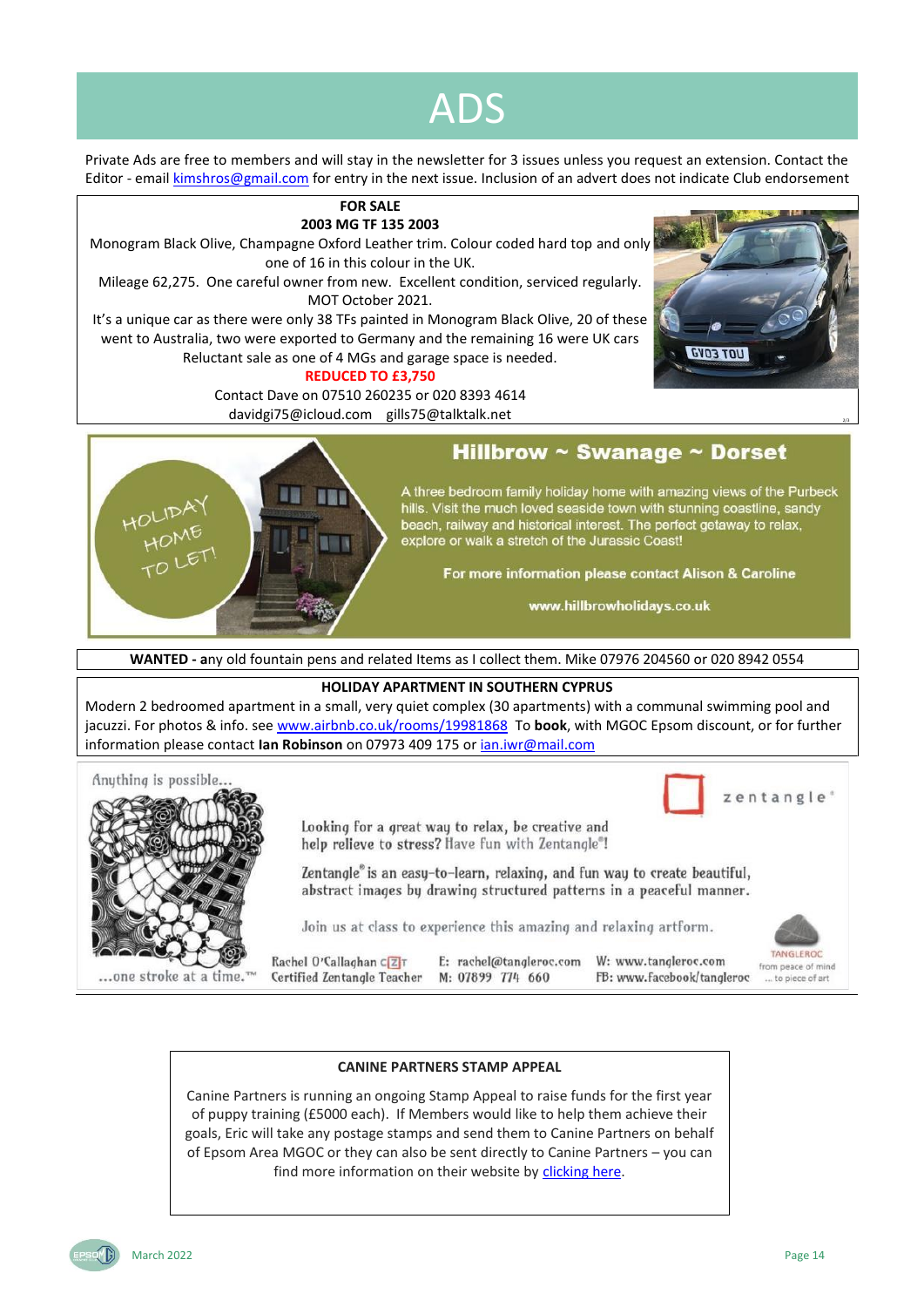# ADS

Private Ads are free to members and will stay in the newsletter for 3 issues unless you request an extension. Contact the Editor - email kimshros@gmail.com for entry in the next issue. Inclusion of an advert does not indicate Club endorsement

**FOR SALE**

**2003 MG TF 135 2003**

Monogram Black Olive, Champagne Oxford Leather trim. Colour coded hard top and only one of 16 in this colour in the UK.

Mileage 62,275. One careful owner from new. Excellent condition, serviced regularly. MOT October 2021.

It's a unique car as there were only 38 TFs painted in Monogram Black Olive, 20 of these went to Australia, two were exported to Germany and the remaining 16 were UK cars

Reluctant sale as one of 4 MGs and garage space is needed.

**REDUCED TO £3,750**

Contact Dave on 07510 260235 or 020 8393 4614

davidgi75@icloud.com gills75@talktalk.net

**Hillbrow ~ Swanage ~ Dorset**

HOLIDAY HOME TO LET!

A three bedroom family holiday home with amazing views of the Purbeck hills. Visit the much loved seaside town with stunning coastline, sandy beach, railway and historical interest. The perfect getaway to relax, explore or walk a stretch of the Jurassic Coast!

**For more information please contact Alison & Caroline**

**www.hillbrowholidays.co.uk**

**WANTED - a**ny old fountain pens and related Items as I collect them. Mike 07976 204560 or 020 8942 0554

**HOLIDAY APARTMENT IN SOUTHERN CYPRUS**

Modern 2 bedroomed apartment in a small, very quiet complex (30 apartments) with a communal swimming pool and jacuzzi. For photos & info. see www.airbnb.co.uk/rooms/19981868 To **book**, with MGOC Epsom discount, or for further information please contact **Ian Robinson** on 07973 409 175 or ian.iwr@mail.com

Anything is possible...

zentangle®

Looking for a great way to relax, be creative and help relieve to stress? Have fun with Zentangle®!

Zentangle® is an easy-to-learn, relaxing, and fun way to create beautiful, abstract images by drawing structured patterns in a peaceful manner.

Join us at class to experience this amazing and relaxing artform.

...one stroke at a time.™

Rachel O'Callaghan CZT
Certified Zentangle Teacher

E: rachel@tangleroc.com
M: 07899 774 660

W: www.tangleroc.com
FB: www.Facebook/tangleroc

TANGLEROC
from peace of mind ... to piece of art

**CANINE PARTNERS STAMP APPEAL**

Canine Partners is running an ongoing Stamp Appeal to raise funds for the first year of puppy training (£5000 each). If Members would like to help them achieve their goals, Eric will take any postage stamps and send them to Canine Partners on behalf of Epsom Area MGOC or they can also be sent directly to Canine Partners – you can find more information on their website by clicking here.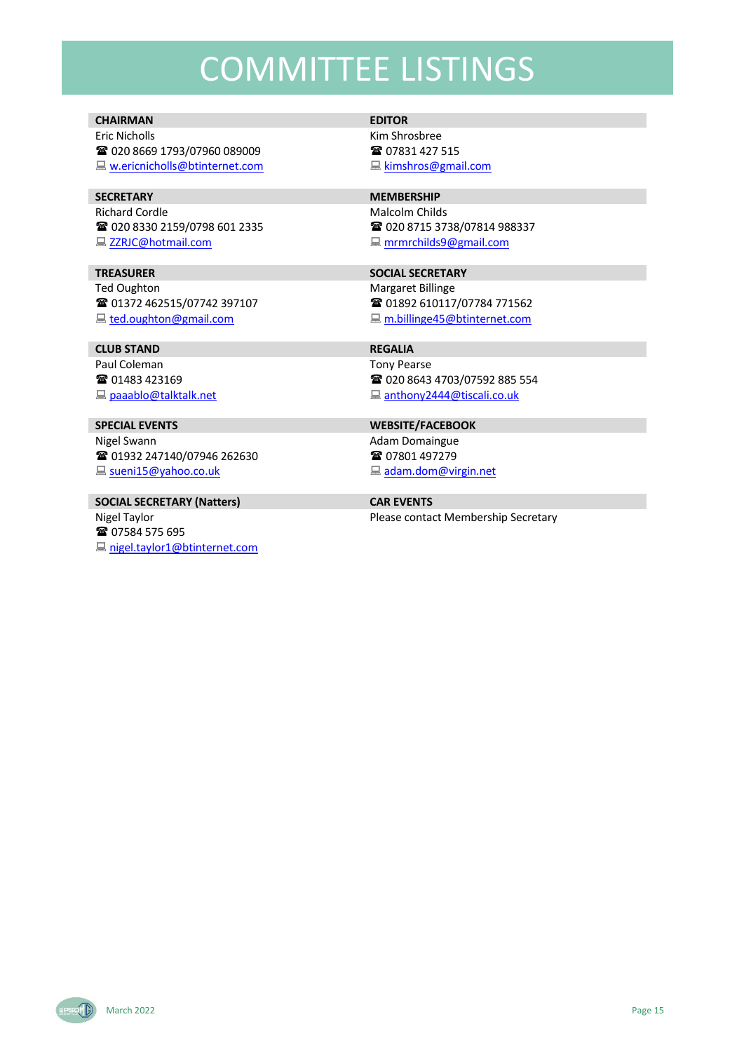# COMMITTEE LISTINGS

**CHAIRMAN**
Eric Nicholls
☎ 020 8669 1793/07960 089009
💻 w.ericnicholls@btinternet.com

**EDITOR**
Kim Shrosbree
☎ 07831 427 515
💻 kimshros@gmail.com

**SECRETARY**
Richard Cordle
☎ 020 8330 2159/0798 601 2335
💻 ZZRJC@hotmail.com

**MEMBERSHIP**
Malcolm Childs
☎ 020 8715 3738/07814 988337
💻 mrmrchilds9@gmail.com

**TREASURER**
Ted Oughton
☎ 01372 462515/07742 397107
💻 ted.oughton@gmail.com

**SOCIAL SECRETARY**
Margaret Billinge
☎ 01892 610117/07784 771562
💻 m.billinge45@btinternet.com

**CLUB STAND**
Paul Coleman
☎ 01483 423169
💻 paaablo@talktalk.net

**REGALIA**
Tony Pearse
☎ 020 8643 4703/07592 885 554
💻 anthony2444@tiscali.co.uk

**SPECIAL EVENTS**
Nigel Swann
☎ 01932 247140/07946 262630
💻 sueni15@yahoo.co.uk

**WEBSITE/FACEBOOK**
Adam Domaingue
☎ 07801 497279
💻 adam.dom@virgin.net

**SOCIAL SECRETARY (Natters)**
Nigel Taylor
☎ 07584 575 695
💻 nigel.taylor1@btinternet.com

**CAR EVENTS**
Please contact Membership Secretary